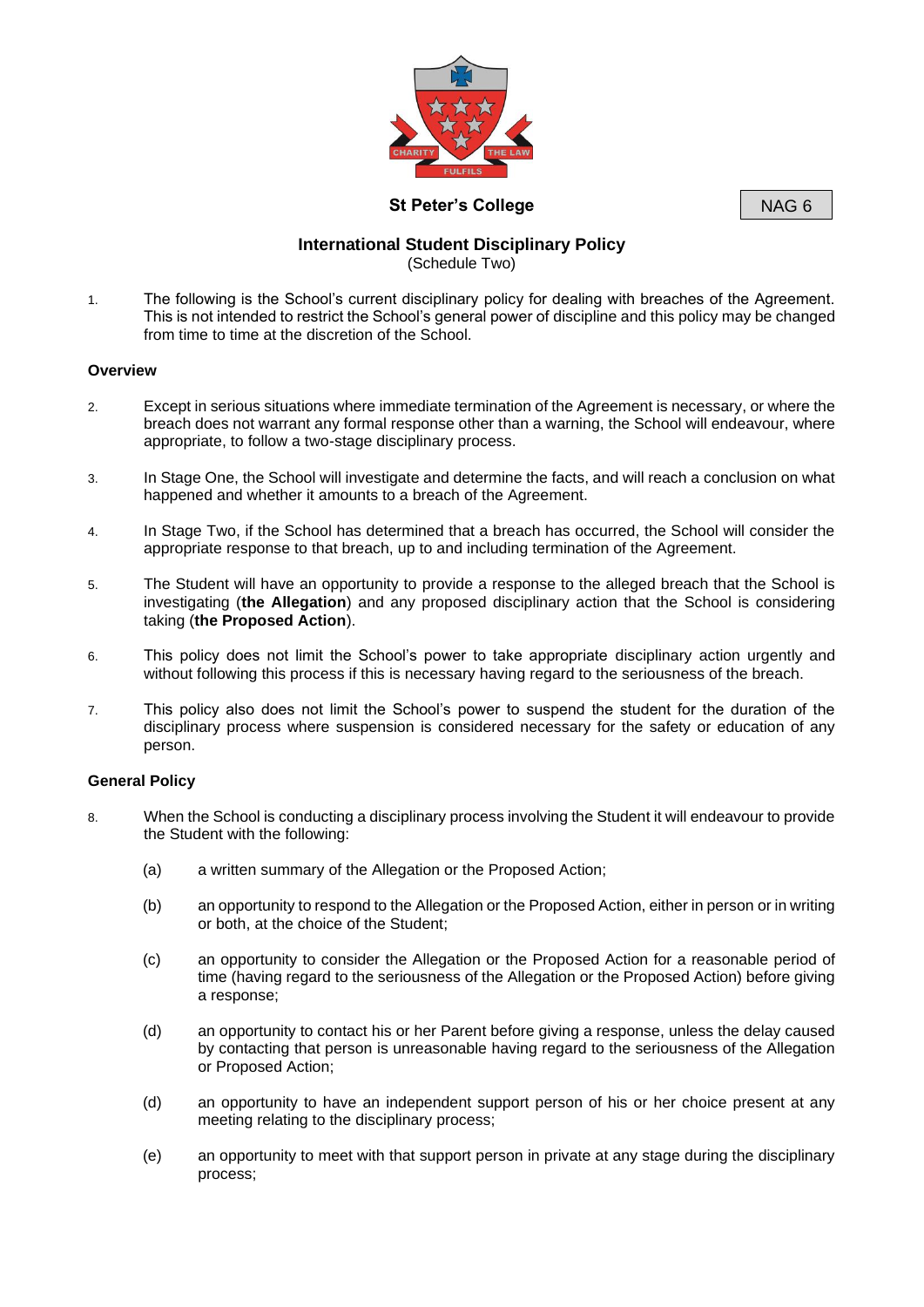**St Peter's College**

NAG 6

## International Student Disciplinary Policy

(Schedule Two)

1. The following is the School's current disciplinary policy for dealing with breaches of the Agreement. This is not intended to restrict the School's general power of discipline and this policy may be changed from time to time at the discretion of the School.

### Overview

2. Except in serious situations where immediate termination of the Agreement is necessary, or where the breach does not warrant any formal response other than a warning, the School will endeavour, where appropriate, to follow a two-stage disciplinary process.

3. In Stage One, the School will investigate and determine the facts, and will reach a conclusion on what happened and whether it amounts to a breach of the Agreement.

4. In Stage Two, if the School has determined that a breach has occurred, the School will consider the appropriate response to that breach, up to and including termination of the Agreement.

5. The Student will have an opportunity to provide a response to the alleged breach that the School is investigating (**the Allegation**) and any proposed disciplinary action that the School is considering taking (**the Proposed Action**).

6. This policy does not limit the School's power to take appropriate disciplinary action urgently and without following this process if this is necessary having regard to the seriousness of the breach.

7. This policy also does not limit the School's power to suspend the student for the duration of the disciplinary process where suspension is considered necessary for the safety or education of any person.

### General Policy

8. When the School is conducting a disciplinary process involving the Student it will endeavour to provide the Student with the following:

   (a) a written summary of the Allegation or the Proposed Action;

   (b) an opportunity to respond to the Allegation or the Proposed Action, either in person or in writing or both, at the choice of the Student;

   (c) an opportunity to consider the Allegation or the Proposed Action for a reasonable period of time (having regard to the seriousness of the Allegation or the Proposed Action) before giving a response;

   (d) an opportunity to contact his or her Parent before giving a response, unless the delay caused by contacting that person is unreasonable having regard to the seriousness of the Allegation or Proposed Action;

   (d) an opportunity to have an independent support person of his or her choice present at any meeting relating to the disciplinary process;

   (e) an opportunity to meet with that support person in private at any stage during the disciplinary process;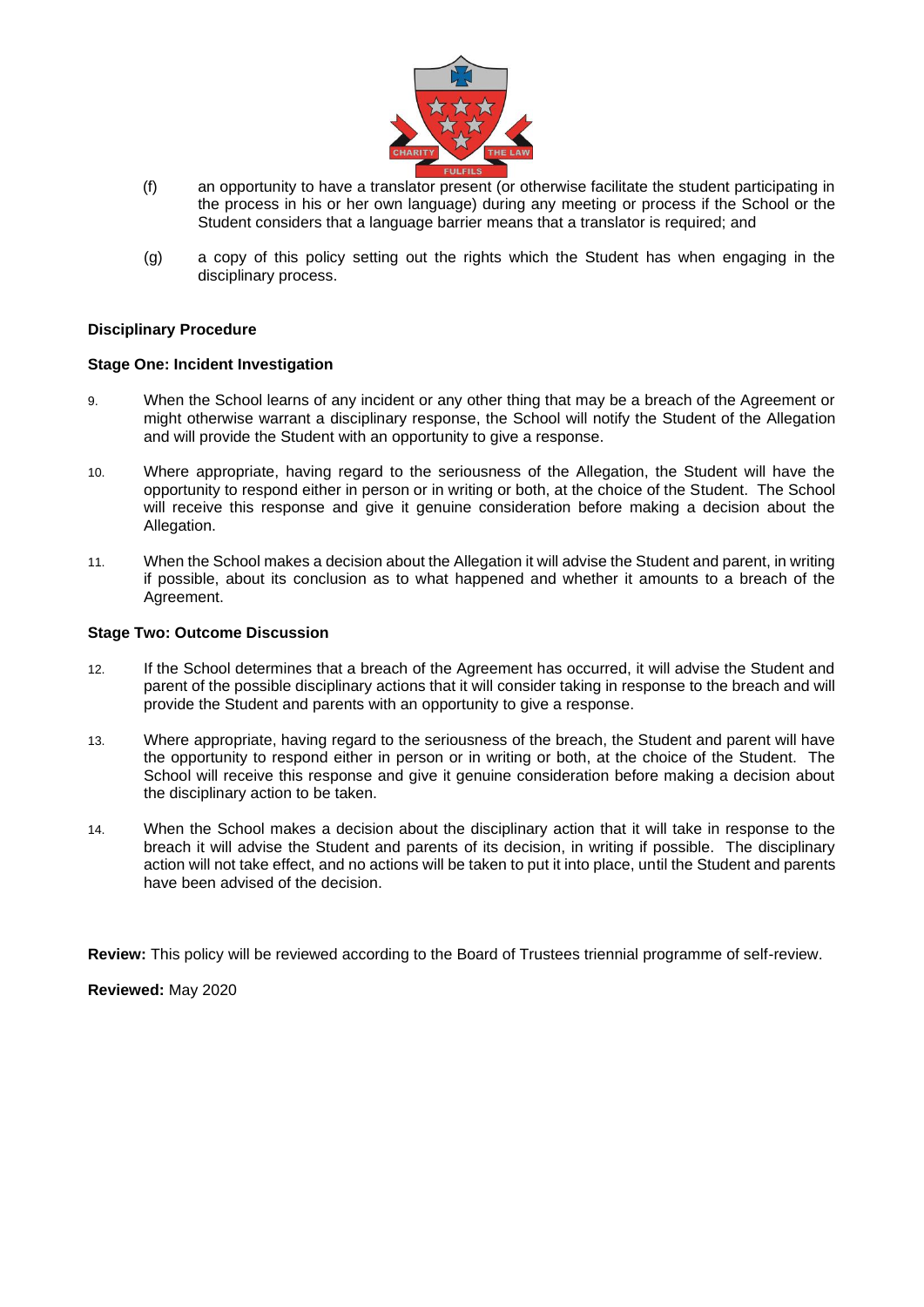(f) an opportunity to have a translator present (or otherwise facilitate the student participating in the process in his or her own language) during any meeting or process if the School or the Student considers that a language barrier means that a translator is required; and

(g) a copy of this policy setting out the rights which the Student has when engaging in the disciplinary process.

**Disciplinary Procedure**

**Stage One: Incident Investigation**

9. When the School learns of any incident or any other thing that may be a breach of the Agreement or might otherwise warrant a disciplinary response, the School will notify the Student of the Allegation and will provide the Student with an opportunity to give a response.

10. Where appropriate, having regard to the seriousness of the Allegation, the Student will have the opportunity to respond either in person or in writing or both, at the choice of the Student. The School will receive this response and give it genuine consideration before making a decision about the Allegation.

11. When the School makes a decision about the Allegation it will advise the Student and parent, in writing if possible, about its conclusion as to what happened and whether it amounts to a breach of the Agreement.

**Stage Two: Outcome Discussion**

12. If the School determines that a breach of the Agreement has occurred, it will advise the Student and parent of the possible disciplinary actions that it will consider taking in response to the breach and will provide the Student and parents with an opportunity to give a response.

13. Where appropriate, having regard to the seriousness of the breach, the Student and parent will have the opportunity to respond either in person or in writing or both, at the choice of the Student. The School will receive this response and give it genuine consideration before making a decision about the disciplinary action to be taken.

14. When the School makes a decision about the disciplinary action that it will take in response to the breach it will advise the Student and parents of its decision, in writing if possible. The disciplinary action will not take effect, and no actions will be taken to put it into place, until the Student and parents have been advised of the decision.

**Review:** This policy will be reviewed according to the Board of Trustees triennial programme of self-review.

**Reviewed:** May 2020